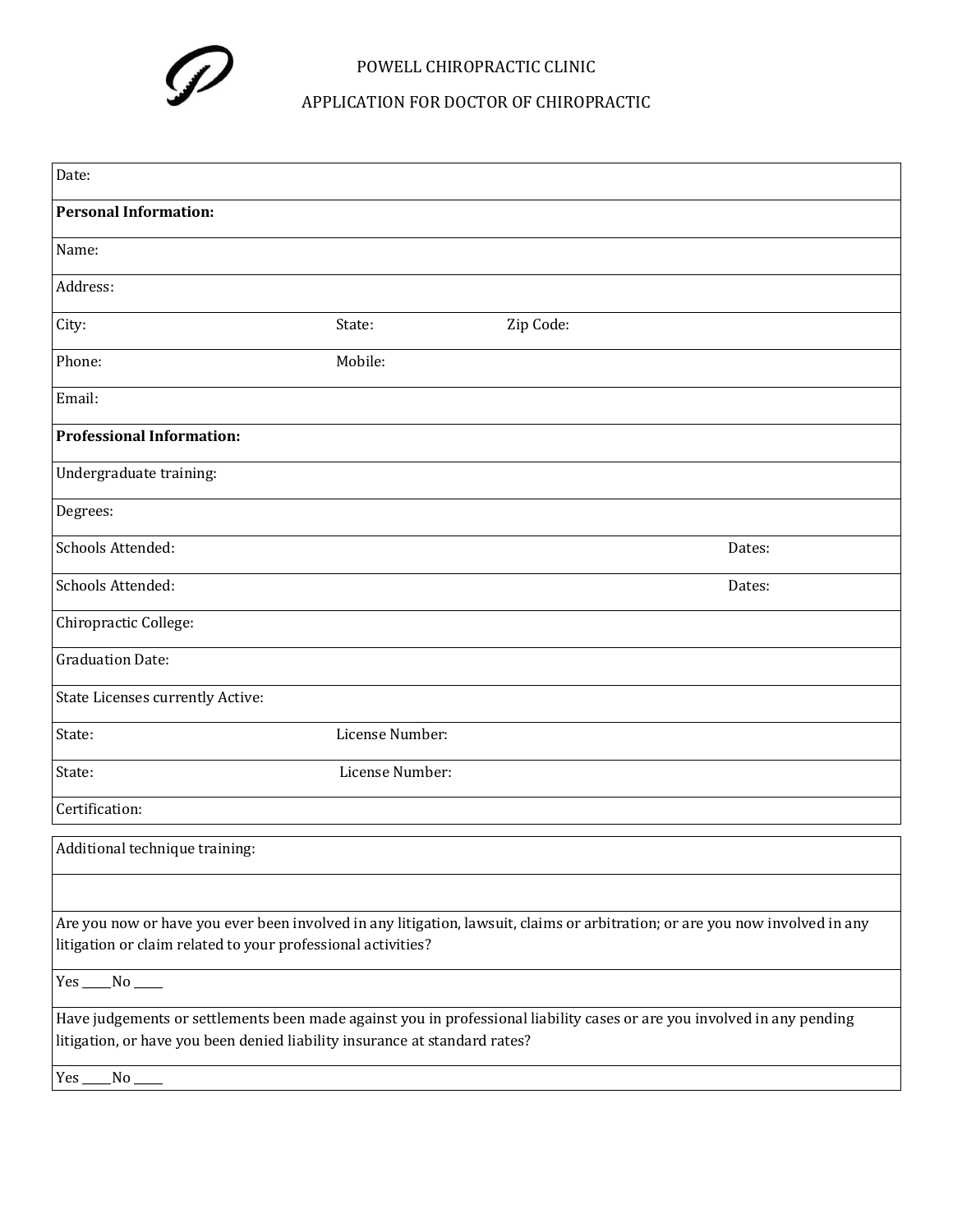POWELL CHIROPRACTIC CLINIC

APPLICATION FOR DOCTOR OF CHIROPRACTIC

| | | | |
|---|---|---|---|
| Date: | | | |
| **Personal Information:** | | | |
| Name: | | | |
| Address: | | | |
| City: | State: | Zip Code: | |
| Phone: | Mobile: | | |
| Email: | | | |
| **Professional Information:** | | | |
| Undergraduate training: | | | |
| Degrees: | | | |
| Schools Attended: | | | Dates: |
| Schools Attended: | | | Dates: |
| Chiropractic College: | | | |
| Graduation Date: | | | |
| State Licenses currently Active: | | | |
| State: | License Number: | | |
| State: | License Number: | | |
| Certification: | | | |

| |
|---|
| Additional technique training: |
| |
| Are you now or have you ever been involved in any litigation, lawsuit, claims or arbitration; or are you now involved in any litigation or claim related to your professional activities? |
| Yes _____No _____ |
| Have judgements or settlements been made against you in professional liability cases or are you involved in any pending litigation, or have you been denied liability insurance at standard rates? |
| Yes _____No _____ |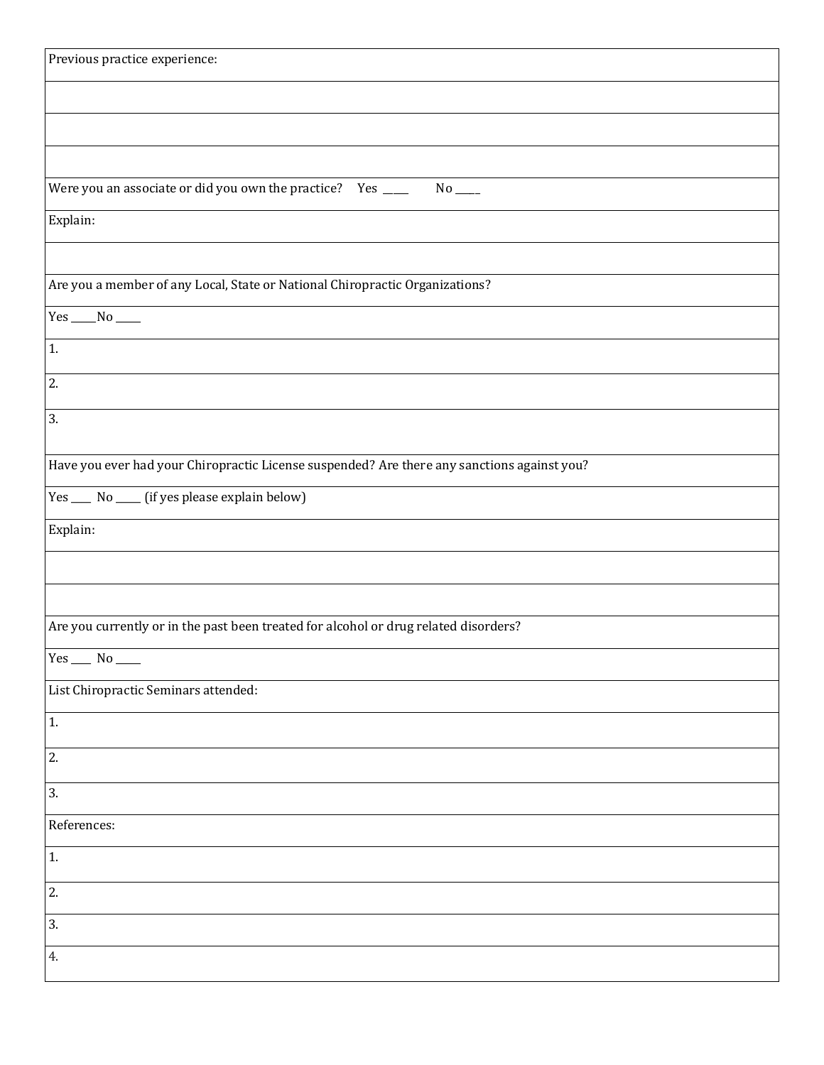| Previous practice experience: |
|---|
| |
| |
| |
| Were you an associate or did you own the practice? Yes _____ No _____ |
| Explain: |
| |
| Are you a member of any Local, State or National Chiropractic Organizations? |
| Yes _____No _____ |
| 1. |
| 2. |
| 3. |
| Have you ever had your Chiropractic License suspended? Are there any sanctions against you? |
| Yes ____ No _____ (if yes please explain below) |
| Explain: |
| |
| |
| Are you currently or in the past been treated for alcohol or drug related disorders? |
| Yes ____ No _____ |
| List Chiropractic Seminars attended: |
| 1. |
| 2. |
| 3. |
| References: |
| 1. |
| 2. |
| 3. |
| 4. |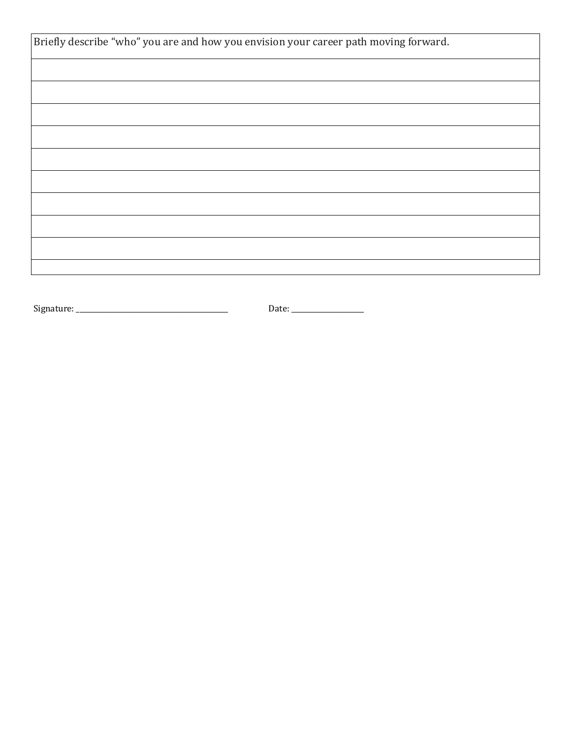| Briefly describe “who” you are and how you envision your career path moving forward. |
| --- |
| |
| |
| |
| |
| |
| |
| |
| |
| |
| |

Signature: ________________________ Date: ____________